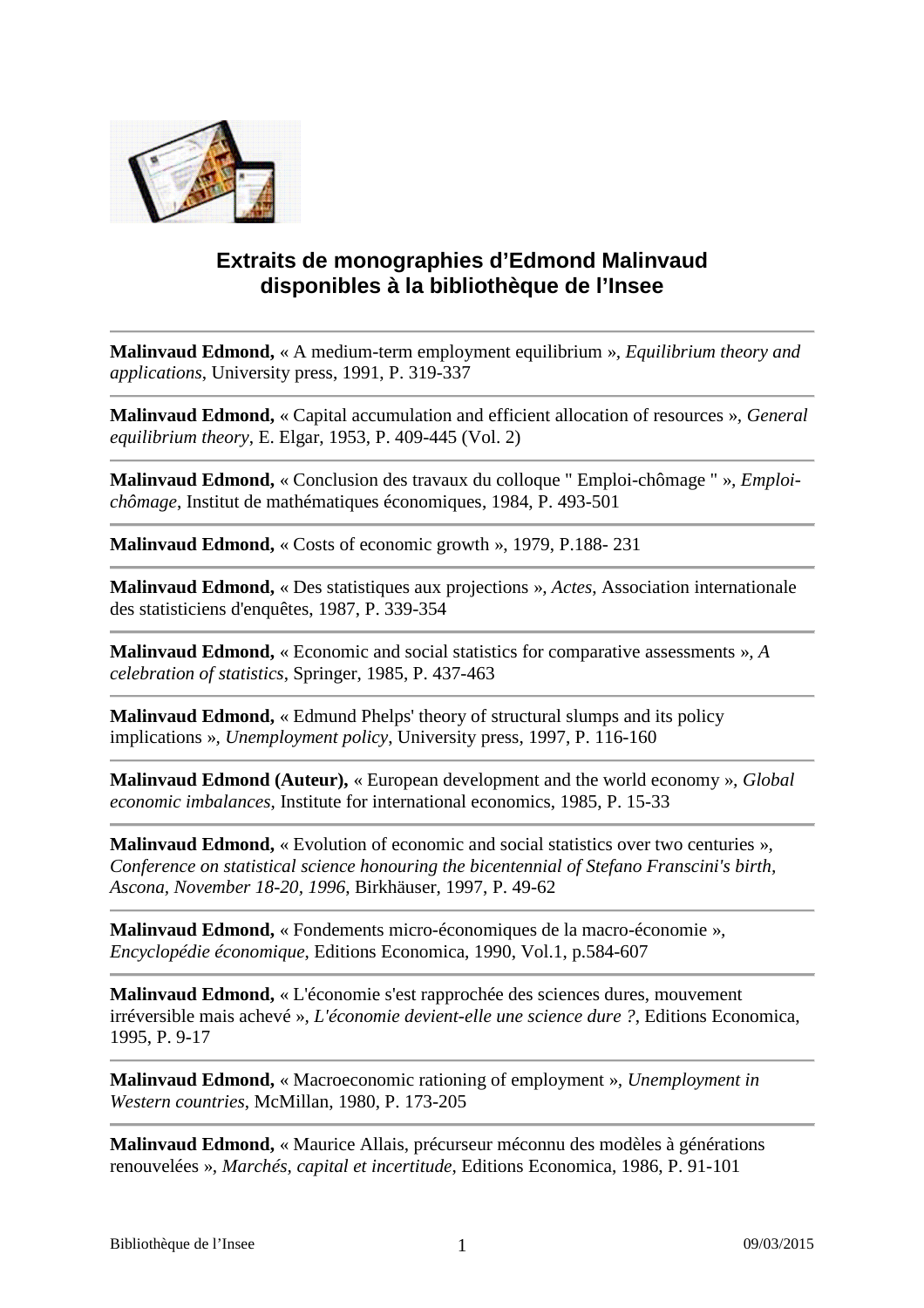# Extraits de monographies d'Edmond Malinvaud disponibles à la bibliothèque de l'Insee

---

**Malinvaud Edmond,** « A medium-term employment equilibrium », *Equilibrium theory and applications*, University press, 1991, P. 319-337

---

**Malinvaud Edmond,** « Capital accumulation and efficient allocation of resources », *General equilibrium theory*, E. Elgar, 1953, P. 409-445 (Vol. 2)

---

**Malinvaud Edmond,** « Conclusion des travaux du colloque " Emploi-chômage " », *Emploi-chômage*, Institut de mathématiques économiques, 1984, P. 493-501

---

**Malinvaud Edmond,** « Costs of economic growth », 1979, P.188- 231

---

**Malinvaud Edmond,** « Des statistiques aux projections », *Actes*, Association internationale des statisticiens d'enquêtes, 1987, P. 339-354

---

**Malinvaud Edmond,** « Economic and social statistics for comparative assessments », *A celebration of statistics*, Springer, 1985, P. 437-463

---

**Malinvaud Edmond,** « Edmund Phelps' theory of structural slumps and its policy implications », *Unemployment policy*, University press, 1997, P. 116-160

---

**Malinvaud Edmond (Auteur),** « European development and the world economy », *Global economic imbalances*, Institute for international economics, 1985, P. 15-33

---

**Malinvaud Edmond,** « Evolution of economic and social statistics over two centuries », *Conference on statistical science honouring the bicentennial of Stefano Franscini's birth, Ascona, November 18-20, 1996*, Birkhäuser, 1997, P. 49-62

---

**Malinvaud Edmond,** « Fondements micro-économiques de la macro-économie », *Encyclopédie économique*, Editions Economica, 1990, Vol.1, p.584-607

---

**Malinvaud Edmond,** « L'économie s'est rapprochée des sciences dures, mouvement irréversible mais achevé », *L'économie devient-elle une science dure ?*, Editions Economica, 1995, P. 9-17

---

**Malinvaud Edmond,** « Macroeconomic rationing of employment », *Unemployment in Western countries*, McMillan, 1980, P. 173-205

---

**Malinvaud Edmond,** « Maurice Allais, précurseur méconnu des modèles à générations renouvelées », *Marchés, capital et incertitude*, Editions Economica, 1986, P. 91-101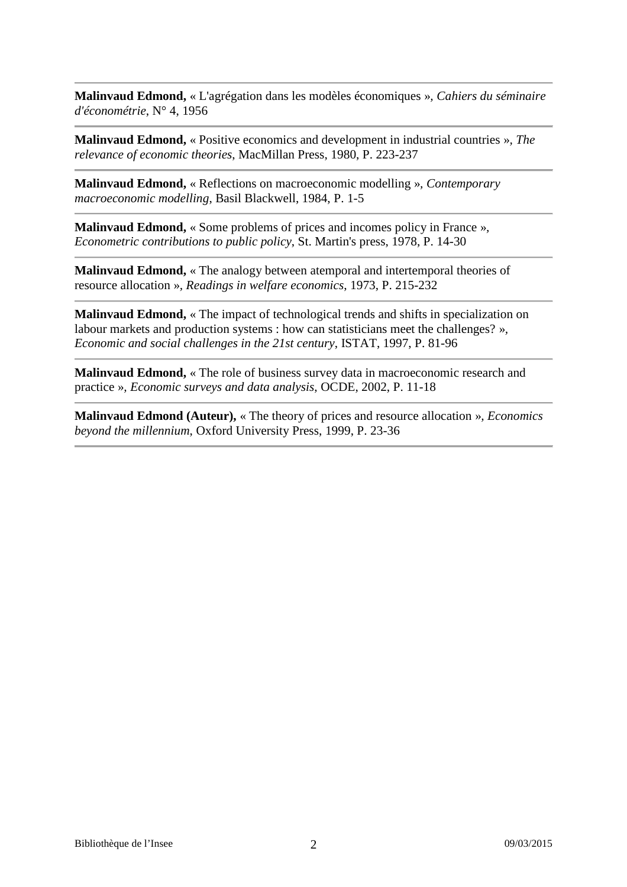**Malinvaud Edmond,** « L'agrégation dans les modèles économiques », *Cahiers du séminaire d'économétrie*, N° 4, 1956

---

**Malinvaud Edmond,** « Positive economics and development in industrial countries », *The relevance of economic theories*, MacMillan Press, 1980, P. 223-237

---

**Malinvaud Edmond,** « Reflections on macroeconomic modelling », *Contemporary macroeconomic modelling*, Basil Blackwell, 1984, P. 1-5

---

**Malinvaud Edmond,** « Some problems of prices and incomes policy in France », *Econometric contributions to public policy*, St. Martin's press, 1978, P. 14-30

---

**Malinvaud Edmond,** « The analogy between atemporal and intertemporal theories of resource allocation », *Readings in welfare economics*, 1973, P. 215-232

---

**Malinvaud Edmond,** « The impact of technological trends and shifts in specialization on labour markets and production systems : how can statisticians meet the challenges? », *Economic and social challenges in the 21st century*, ISTAT, 1997, P. 81-96

---

**Malinvaud Edmond,** « The role of business survey data in macroeconomic research and practice », *Economic surveys and data analysis*, OCDE, 2002, P. 11-18

---

**Malinvaud Edmond (Auteur),** « The theory of prices and resource allocation », *Economics beyond the millennium*, Oxford University Press, 1999, P. 23-36